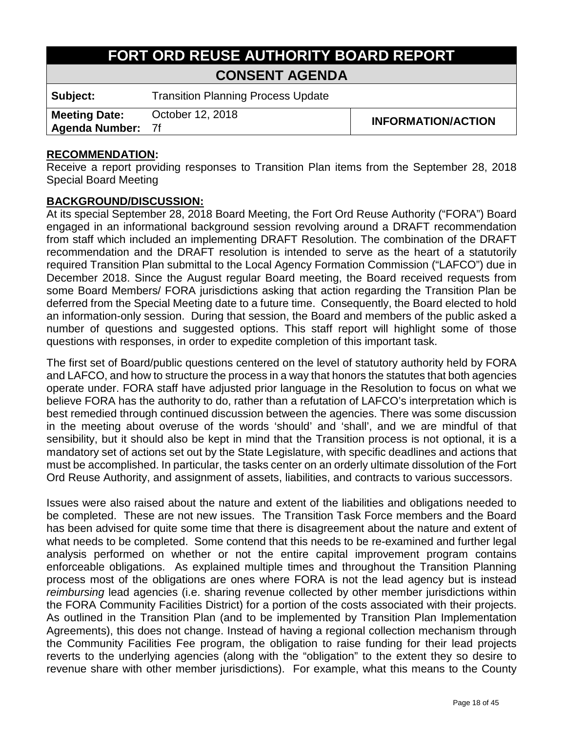# FORT ORD REUSE AUTHORITY BOARD REPORT

## CONSENT AGENDA

| | | |
|---|---|---|
| **Subject:** | Transition Planning Process Update | |
| **Meeting Date:** | October 12, 2018 | **INFORMATION/ACTION** |
| **Agenda Number:** | 7f | |

**RECOMMENDATION:**

Receive a report providing responses to Transition Plan items from the September 28, 2018 Special Board Meeting

**BACKGROUND/DISCUSSION:**

At its special September 28, 2018 Board Meeting, the Fort Ord Reuse Authority ("FORA") Board engaged in an informational background session revolving around a DRAFT recommendation from staff which included an implementing DRAFT Resolution. The combination of the DRAFT recommendation and the DRAFT resolution is intended to serve as the heart of a statutorily required Transition Plan submittal to the Local Agency Formation Commission ("LAFCO") due in December 2018. Since the August regular Board meeting, the Board received requests from some Board Members/ FORA jurisdictions asking that action regarding the Transition Plan be deferred from the Special Meeting date to a future time. Consequently, the Board elected to hold an information-only session. During that session, the Board and members of the public asked a number of questions and suggested options. This staff report will highlight some of those questions with responses, in order to expedite completion of this important task.

The first set of Board/public questions centered on the level of statutory authority held by FORA and LAFCO, and how to structure the process in a way that honors the statutes that both agencies operate under. FORA staff have adjusted prior language in the Resolution to focus on what we believe FORA has the authority to do, rather than a refutation of LAFCO's interpretation which is best remedied through continued discussion between the agencies. There was some discussion in the meeting about overuse of the words 'should' and 'shall', and we are mindful of that sensibility, but it should also be kept in mind that the Transition process is not optional, it is a mandatory set of actions set out by the State Legislature, with specific deadlines and actions that must be accomplished. In particular, the tasks center on an orderly ultimate dissolution of the Fort Ord Reuse Authority, and assignment of assets, liabilities, and contracts to various successors.

Issues were also raised about the nature and extent of the liabilities and obligations needed to be completed. These are not new issues. The Transition Task Force members and the Board has been advised for quite some time that there is disagreement about the nature and extent of what needs to be completed. Some contend that this needs to be re-examined and further legal analysis performed on whether or not the entire capital improvement program contains enforceable obligations. As explained multiple times and throughout the Transition Planning process most of the obligations are ones where FORA is not the lead agency but is instead *reimbursing* lead agencies (i.e. sharing revenue collected by other member jurisdictions within the FORA Community Facilities District) for a portion of the costs associated with their projects. As outlined in the Transition Plan (and to be implemented by Transition Plan Implementation Agreements), this does not change. Instead of having a regional collection mechanism through the Community Facilities Fee program, the obligation to raise funding for their lead projects reverts to the underlying agencies (along with the "obligation" to the extent they so desire to revenue share with other member jurisdictions). For example, what this means to the County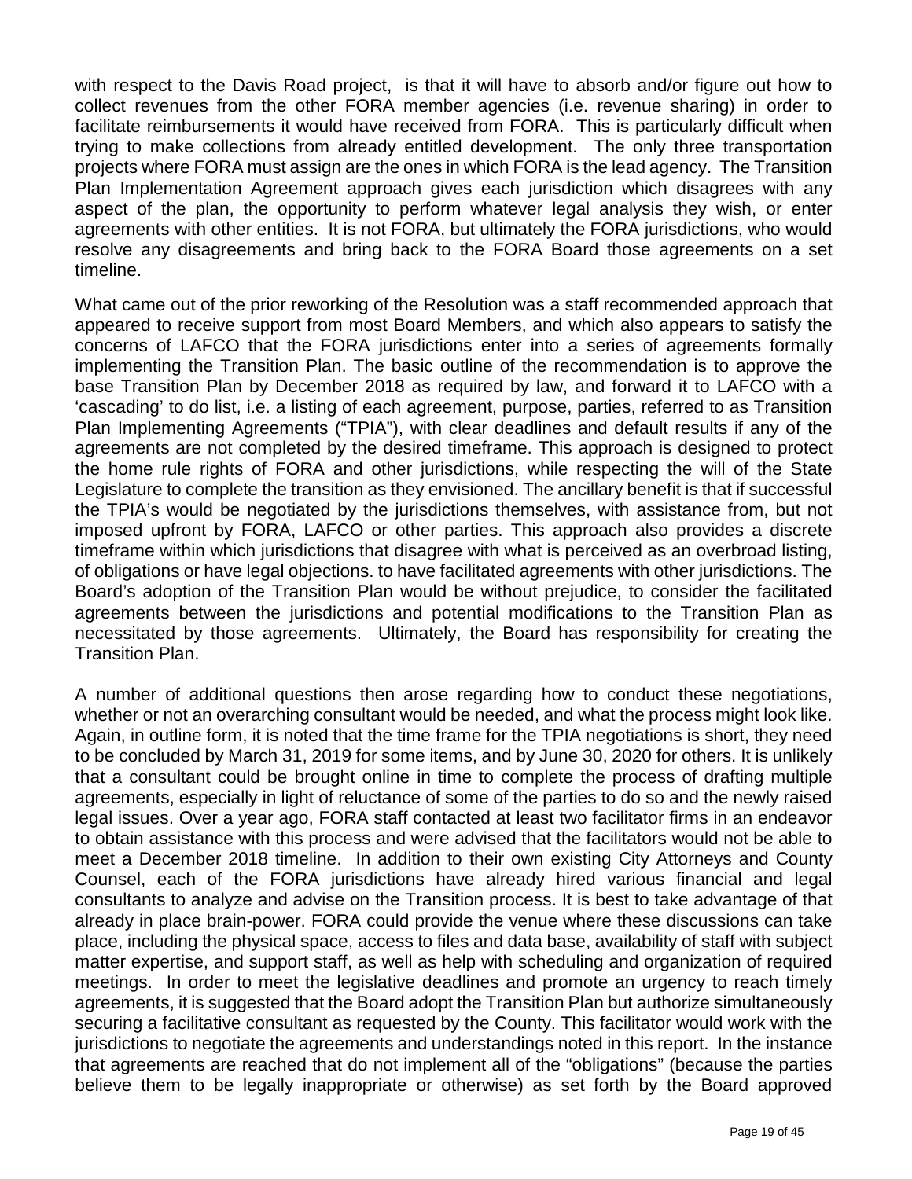with respect to the Davis Road project, is that it will have to absorb and/or figure out how to collect revenues from the other FORA member agencies (i.e. revenue sharing) in order to facilitate reimbursements it would have received from FORA. This is particularly difficult when trying to make collections from already entitled development. The only three transportation projects where FORA must assign are the ones in which FORA is the lead agency. The Transition Plan Implementation Agreement approach gives each jurisdiction which disagrees with any aspect of the plan, the opportunity to perform whatever legal analysis they wish, or enter agreements with other entities. It is not FORA, but ultimately the FORA jurisdictions, who would resolve any disagreements and bring back to the FORA Board those agreements on a set timeline.

What came out of the prior reworking of the Resolution was a staff recommended approach that appeared to receive support from most Board Members, and which also appears to satisfy the concerns of LAFCO that the FORA jurisdictions enter into a series of agreements formally implementing the Transition Plan. The basic outline of the recommendation is to approve the base Transition Plan by December 2018 as required by law, and forward it to LAFCO with a 'cascading' to do list, i.e. a listing of each agreement, purpose, parties, referred to as Transition Plan Implementing Agreements ("TPIA"), with clear deadlines and default results if any of the agreements are not completed by the desired timeframe. This approach is designed to protect the home rule rights of FORA and other jurisdictions, while respecting the will of the State Legislature to complete the transition as they envisioned. The ancillary benefit is that if successful the TPIA's would be negotiated by the jurisdictions themselves, with assistance from, but not imposed upfront by FORA, LAFCO or other parties. This approach also provides a discrete timeframe within which jurisdictions that disagree with what is perceived as an overbroad listing, of obligations or have legal objections. to have facilitated agreements with other jurisdictions. The Board's adoption of the Transition Plan would be without prejudice, to consider the facilitated agreements between the jurisdictions and potential modifications to the Transition Plan as necessitated by those agreements. Ultimately, the Board has responsibility for creating the Transition Plan.

A number of additional questions then arose regarding how to conduct these negotiations, whether or not an overarching consultant would be needed, and what the process might look like. Again, in outline form, it is noted that the time frame for the TPIA negotiations is short, they need to be concluded by March 31, 2019 for some items, and by June 30, 2020 for others. It is unlikely that a consultant could be brought online in time to complete the process of drafting multiple agreements, especially in light of reluctance of some of the parties to do so and the newly raised legal issues. Over a year ago, FORA staff contacted at least two facilitator firms in an endeavor to obtain assistance with this process and were advised that the facilitators would not be able to meet a December 2018 timeline. In addition to their own existing City Attorneys and County Counsel, each of the FORA jurisdictions have already hired various financial and legal consultants to analyze and advise on the Transition process. It is best to take advantage of that already in place brain-power. FORA could provide the venue where these discussions can take place, including the physical space, access to files and data base, availability of staff with subject matter expertise, and support staff, as well as help with scheduling and organization of required meetings. In order to meet the legislative deadlines and promote an urgency to reach timely agreements, it is suggested that the Board adopt the Transition Plan but authorize simultaneously securing a facilitative consultant as requested by the County. This facilitator would work with the jurisdictions to negotiate the agreements and understandings noted in this report. In the instance that agreements are reached that do not implement all of the "obligations" (because the parties believe them to be legally inappropriate or otherwise) as set forth by the Board approved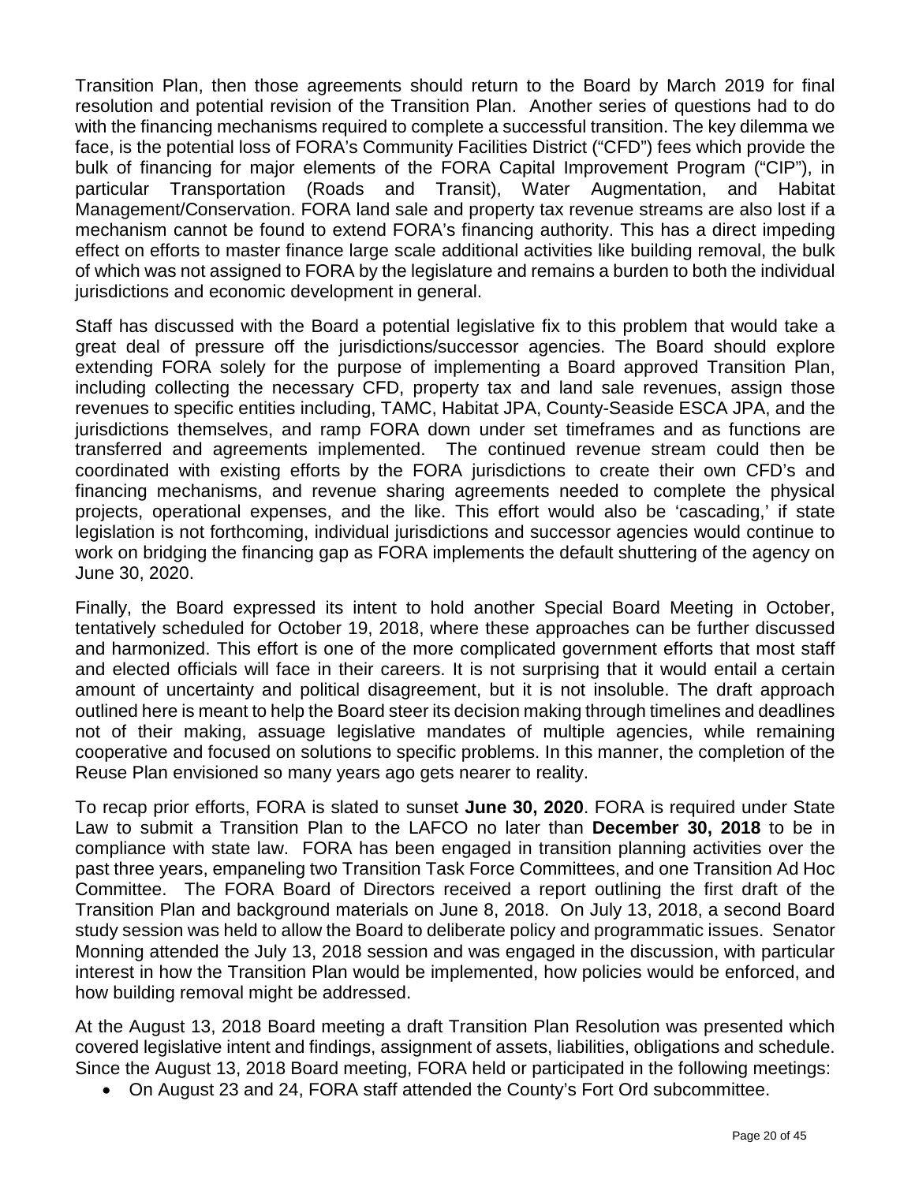Transition Plan, then those agreements should return to the Board by March 2019 for final resolution and potential revision of the Transition Plan. Another series of questions had to do with the financing mechanisms required to complete a successful transition. The key dilemma we face, is the potential loss of FORA's Community Facilities District ("CFD") fees which provide the bulk of financing for major elements of the FORA Capital Improvement Program ("CIP"), in particular Transportation (Roads and Transit), Water Augmentation, and Habitat Management/Conservation. FORA land sale and property tax revenue streams are also lost if a mechanism cannot be found to extend FORA's financing authority. This has a direct impeding effect on efforts to master finance large scale additional activities like building removal, the bulk of which was not assigned to FORA by the legislature and remains a burden to both the individual jurisdictions and economic development in general.

Staff has discussed with the Board a potential legislative fix to this problem that would take a great deal of pressure off the jurisdictions/successor agencies. The Board should explore extending FORA solely for the purpose of implementing a Board approved Transition Plan, including collecting the necessary CFD, property tax and land sale revenues, assign those revenues to specific entities including, TAMC, Habitat JPA, County-Seaside ESCA JPA, and the jurisdictions themselves, and ramp FORA down under set timeframes and as functions are transferred and agreements implemented. The continued revenue stream could then be coordinated with existing efforts by the FORA jurisdictions to create their own CFD's and financing mechanisms, and revenue sharing agreements needed to complete the physical projects, operational expenses, and the like. This effort would also be 'cascading,' if state legislation is not forthcoming, individual jurisdictions and successor agencies would continue to work on bridging the financing gap as FORA implements the default shuttering of the agency on June 30, 2020.

Finally, the Board expressed its intent to hold another Special Board Meeting in October, tentatively scheduled for October 19, 2018, where these approaches can be further discussed and harmonized. This effort is one of the more complicated government efforts that most staff and elected officials will face in their careers. It is not surprising that it would entail a certain amount of uncertainty and political disagreement, but it is not insoluble. The draft approach outlined here is meant to help the Board steer its decision making through timelines and deadlines not of their making, assuage legislative mandates of multiple agencies, while remaining cooperative and focused on solutions to specific problems. In this manner, the completion of the Reuse Plan envisioned so many years ago gets nearer to reality.

To recap prior efforts, FORA is slated to sunset **June 30, 2020**. FORA is required under State Law to submit a Transition Plan to the LAFCO no later than **December 30, 2018** to be in compliance with state law. FORA has been engaged in transition planning activities over the past three years, empaneling two Transition Task Force Committees, and one Transition Ad Hoc Committee. The FORA Board of Directors received a report outlining the first draft of the Transition Plan and background materials on June 8, 2018. On July 13, 2018, a second Board study session was held to allow the Board to deliberate policy and programmatic issues. Senator Monning attended the July 13, 2018 session and was engaged in the discussion, with particular interest in how the Transition Plan would be implemented, how policies would be enforced, and how building removal might be addressed.

At the August 13, 2018 Board meeting a draft Transition Plan Resolution was presented which covered legislative intent and findings, assignment of assets, liabilities, obligations and schedule. Since the August 13, 2018 Board meeting, FORA held or participated in the following meetings:

- On August 23 and 24, FORA staff attended the County's Fort Ord subcommittee.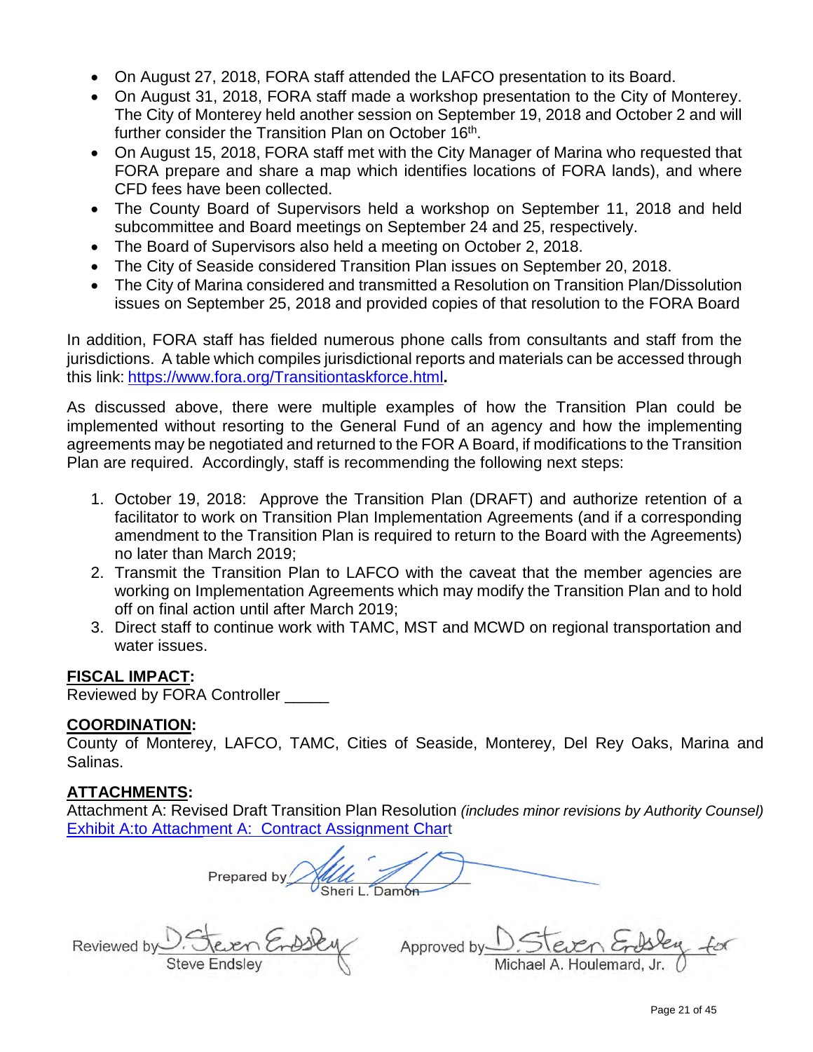- On August 27, 2018, FORA staff attended the LAFCO presentation to its Board.
- On August 31, 2018, FORA staff made a workshop presentation to the City of Monterey. The City of Monterey held another session on September 19, 2018 and October 2 and will further consider the Transition Plan on October 16th.
- On August 15, 2018, FORA staff met with the City Manager of Marina who requested that FORA prepare and share a map which identifies locations of FORA lands), and where CFD fees have been collected.
- The County Board of Supervisors held a workshop on September 11, 2018 and held subcommittee and Board meetings on September 24 and 25, respectively.
- The Board of Supervisors also held a meeting on October 2, 2018.
- The City of Seaside considered Transition Plan issues on September 20, 2018.
- The City of Marina considered and transmitted a Resolution on Transition Plan/Dissolution issues on September 25, 2018 and provided copies of that resolution to the FORA Board

In addition, FORA staff has fielded numerous phone calls from consultants and staff from the jurisdictions. A table which compiles jurisdictional reports and materials can be accessed through this link: https://www.fora.org/Transitiontaskforce.html.

As discussed above, there were multiple examples of how the Transition Plan could be implemented without resorting to the General Fund of an agency and how the implementing agreements may be negotiated and returned to the FOR A Board, if modifications to the Transition Plan are required. Accordingly, staff is recommending the following next steps:

1. October 19, 2018: Approve the Transition Plan (DRAFT) and authorize retention of a facilitator to work on Transition Plan Implementation Agreements (and if a corresponding amendment to the Transition Plan is required to return to the Board with the Agreements) no later than March 2019;
2. Transmit the Transition Plan to LAFCO with the caveat that the member agencies are working on Implementation Agreements which may modify the Transition Plan and to hold off on final action until after March 2019;
3. Direct staff to continue work with TAMC, MST and MCWD on regional transportation and water issues.

**FISCAL IMPACT:**

Reviewed by FORA Controller _____

**COORDINATION:**

County of Monterey, LAFCO, TAMC, Cities of Seaside, Monterey, Del Rey Oaks, Marina and Salinas.

**ATTACHMENTS:**

Attachment A: Revised Draft Transition Plan Resolution *(includes minor revisions by Authority Counsel)*

Exhibit A:to Attachment A: Contract Assignment Chart

Prepared by _______________
Sheri L. Damon

Reviewed by D. Steven Endsley
Steve Endsley

Approved by D. Steven Endsley for
Michael A. Houlemard, Jr.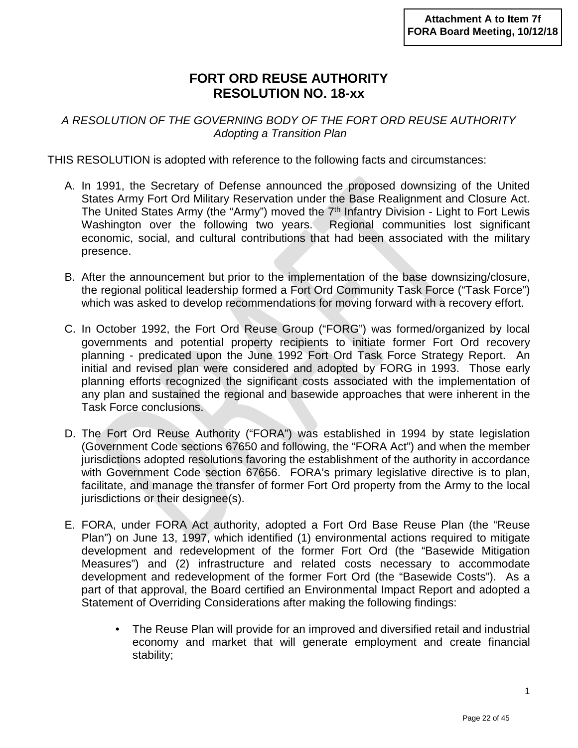**Attachment A to Item 7f**
**FORA Board Meeting, 10/12/18**

# FORT ORD REUSE AUTHORITY
# RESOLUTION NO. 18-xx

*A RESOLUTION OF THE GOVERNING BODY OF THE FORT ORD REUSE AUTHORITY*
*Adopting a Transition Plan*

THIS RESOLUTION is adopted with reference to the following facts and circumstances:

A. In 1991, the Secretary of Defense announced the proposed downsizing of the United States Army Fort Ord Military Reservation under the Base Realignment and Closure Act. The United States Army (the "Army") moved the 7th Infantry Division - Light to Fort Lewis Washington over the following two years. Regional communities lost significant economic, social, and cultural contributions that had been associated with the military presence.

B. After the announcement but prior to the implementation of the base downsizing/closure, the regional political leadership formed a Fort Ord Community Task Force ("Task Force") which was asked to develop recommendations for moving forward with a recovery effort.

C. In October 1992, the Fort Ord Reuse Group ("FORG") was formed/organized by local governments and potential property recipients to initiate former Fort Ord recovery planning - predicated upon the June 1992 Fort Ord Task Force Strategy Report. An initial and revised plan were considered and adopted by FORG in 1993. Those early planning efforts recognized the significant costs associated with the implementation of any plan and sustained the regional and basewide approaches that were inherent in the Task Force conclusions.

D. The Fort Ord Reuse Authority ("FORA") was established in 1994 by state legislation (Government Code sections 67650 and following, the "FORA Act") and when the member jurisdictions adopted resolutions favoring the establishment of the authority in accordance with Government Code section 67656. FORA's primary legislative directive is to plan, facilitate, and manage the transfer of former Fort Ord property from the Army to the local jurisdictions or their designee(s).

E. FORA, under FORA Act authority, adopted a Fort Ord Base Reuse Plan (the "Reuse Plan") on June 13, 1997, which identified (1) environmental actions required to mitigate development and redevelopment of the former Fort Ord (the "Basewide Mitigation Measures") and (2) infrastructure and related costs necessary to accommodate development and redevelopment of the former Fort Ord (the "Basewide Costs"). As a part of that approval, the Board certified an Environmental Impact Report and adopted a Statement of Overriding Considerations after making the following findings:

- The Reuse Plan will provide for an improved and diversified retail and industrial economy and market that will generate employment and create financial stability;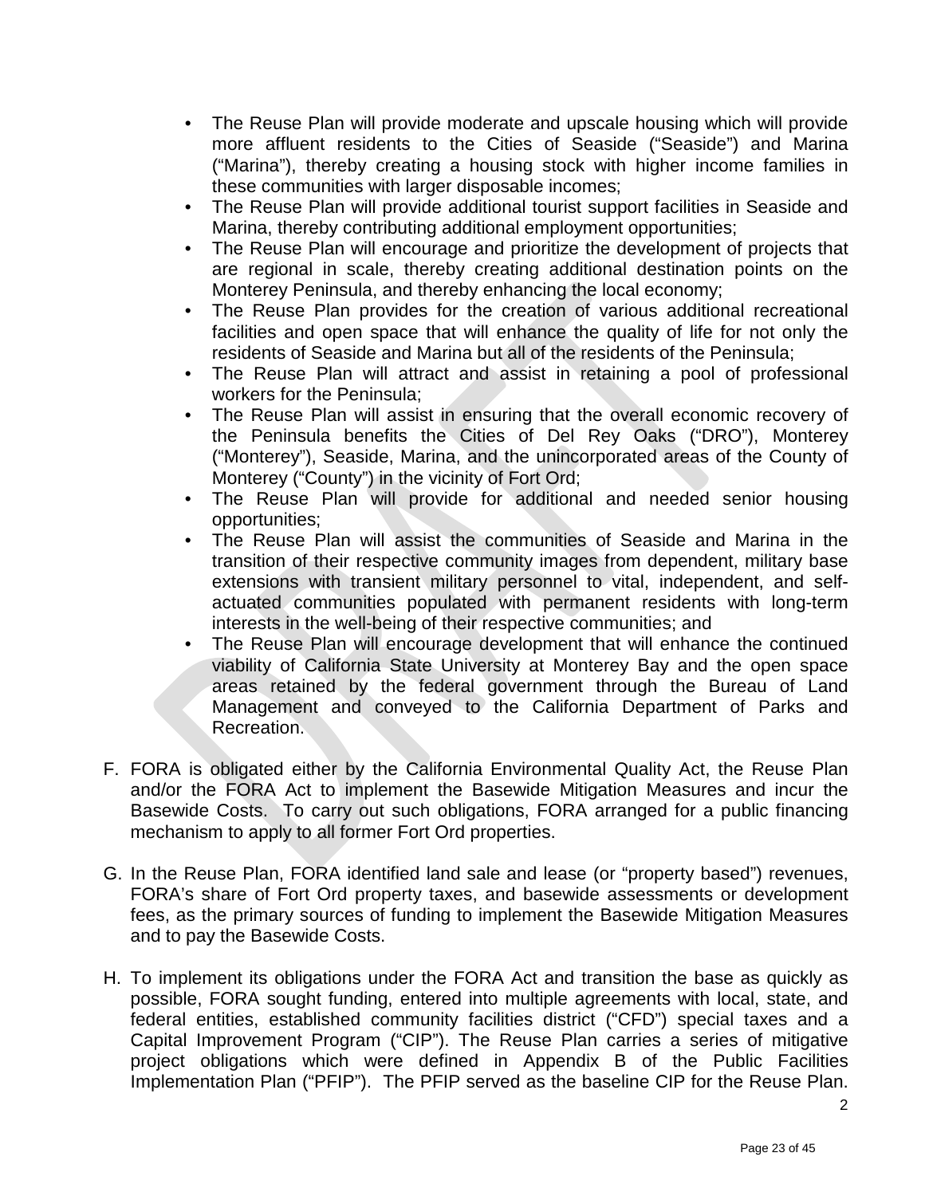- The Reuse Plan will provide moderate and upscale housing which will provide more affluent residents to the Cities of Seaside ("Seaside") and Marina ("Marina"), thereby creating a housing stock with higher income families in these communities with larger disposable incomes;
- The Reuse Plan will provide additional tourist support facilities in Seaside and Marina, thereby contributing additional employment opportunities;
- The Reuse Plan will encourage and prioritize the development of projects that are regional in scale, thereby creating additional destination points on the Monterey Peninsula, and thereby enhancing the local economy;
- The Reuse Plan provides for the creation of various additional recreational facilities and open space that will enhance the quality of life for not only the residents of Seaside and Marina but all of the residents of the Peninsula;
- The Reuse Plan will attract and assist in retaining a pool of professional workers for the Peninsula;
- The Reuse Plan will assist in ensuring that the overall economic recovery of the Peninsula benefits the Cities of Del Rey Oaks ("DRO"), Monterey ("Monterey"), Seaside, Marina, and the unincorporated areas of the County of Monterey ("County") in the vicinity of Fort Ord;
- The Reuse Plan will provide for additional and needed senior housing opportunities;
- The Reuse Plan will assist the communities of Seaside and Marina in the transition of their respective community images from dependent, military base extensions with transient military personnel to vital, independent, and self-actuated communities populated with permanent residents with long-term interests in the well-being of their respective communities; and
- The Reuse Plan will encourage development that will enhance the continued viability of California State University at Monterey Bay and the open space areas retained by the federal government through the Bureau of Land Management and conveyed to the California Department of Parks and Recreation.

F. FORA is obligated either by the California Environmental Quality Act, the Reuse Plan and/or the FORA Act to implement the Basewide Mitigation Measures and incur the Basewide Costs. To carry out such obligations, FORA arranged for a public financing mechanism to apply to all former Fort Ord properties.

G. In the Reuse Plan, FORA identified land sale and lease (or "property based") revenues, FORA's share of Fort Ord property taxes, and basewide assessments or development fees, as the primary sources of funding to implement the Basewide Mitigation Measures and to pay the Basewide Costs.

H. To implement its obligations under the FORA Act and transition the base as quickly as possible, FORA sought funding, entered into multiple agreements with local, state, and federal entities, established community facilities district ("CFD") special taxes and a Capital Improvement Program ("CIP"). The Reuse Plan carries a series of mitigative project obligations which were defined in Appendix B of the Public Facilities Implementation Plan ("PFIP"). The PFIP served as the baseline CIP for the Reuse Plan.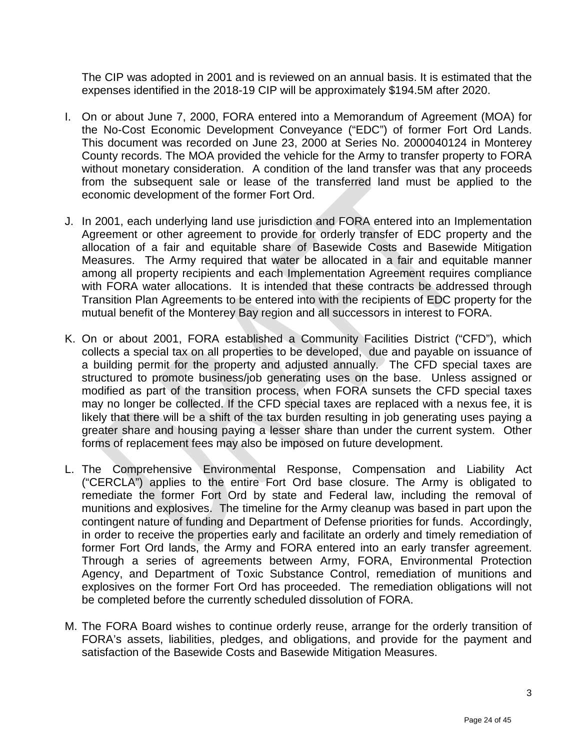The CIP was adopted in 2001 and is reviewed on an annual basis. It is estimated that the expenses identified in the 2018-19 CIP will be approximately $194.5M after 2020.

I. On or about June 7, 2000, FORA entered into a Memorandum of Agreement (MOA) for the No-Cost Economic Development Conveyance ("EDC") of former Fort Ord Lands. This document was recorded on June 23, 2000 at Series No. 2000040124 in Monterey County records. The MOA provided the vehicle for the Army to transfer property to FORA without monetary consideration. A condition of the land transfer was that any proceeds from the subsequent sale or lease of the transferred land must be applied to the economic development of the former Fort Ord.

J. In 2001, each underlying land use jurisdiction and FORA entered into an Implementation Agreement or other agreement to provide for orderly transfer of EDC property and the allocation of a fair and equitable share of Basewide Costs and Basewide Mitigation Measures. The Army required that water be allocated in a fair and equitable manner among all property recipients and each Implementation Agreement requires compliance with FORA water allocations. It is intended that these contracts be addressed through Transition Plan Agreements to be entered into with the recipients of EDC property for the mutual benefit of the Monterey Bay region and all successors in interest to FORA.

K. On or about 2001, FORA established a Community Facilities District ("CFD"), which collects a special tax on all properties to be developed, due and payable on issuance of a building permit for the property and adjusted annually. The CFD special taxes are structured to promote business/job generating uses on the base. Unless assigned or modified as part of the transition process, when FORA sunsets the CFD special taxes may no longer be collected. If the CFD special taxes are replaced with a nexus fee, it is likely that there will be a shift of the tax burden resulting in job generating uses paying a greater share and housing paying a lesser share than under the current system. Other forms of replacement fees may also be imposed on future development.

L. The Comprehensive Environmental Response, Compensation and Liability Act ("CERCLA") applies to the entire Fort Ord base closure. The Army is obligated to remediate the former Fort Ord by state and Federal law, including the removal of munitions and explosives. The timeline for the Army cleanup was based in part upon the contingent nature of funding and Department of Defense priorities for funds. Accordingly, in order to receive the properties early and facilitate an orderly and timely remediation of former Fort Ord lands, the Army and FORA entered into an early transfer agreement. Through a series of agreements between Army, FORA, Environmental Protection Agency, and Department of Toxic Substance Control, remediation of munitions and explosives on the former Fort Ord has proceeded. The remediation obligations will not be completed before the currently scheduled dissolution of FORA.

M. The FORA Board wishes to continue orderly reuse, arrange for the orderly transition of FORA's assets, liabilities, pledges, and obligations, and provide for the payment and satisfaction of the Basewide Costs and Basewide Mitigation Measures.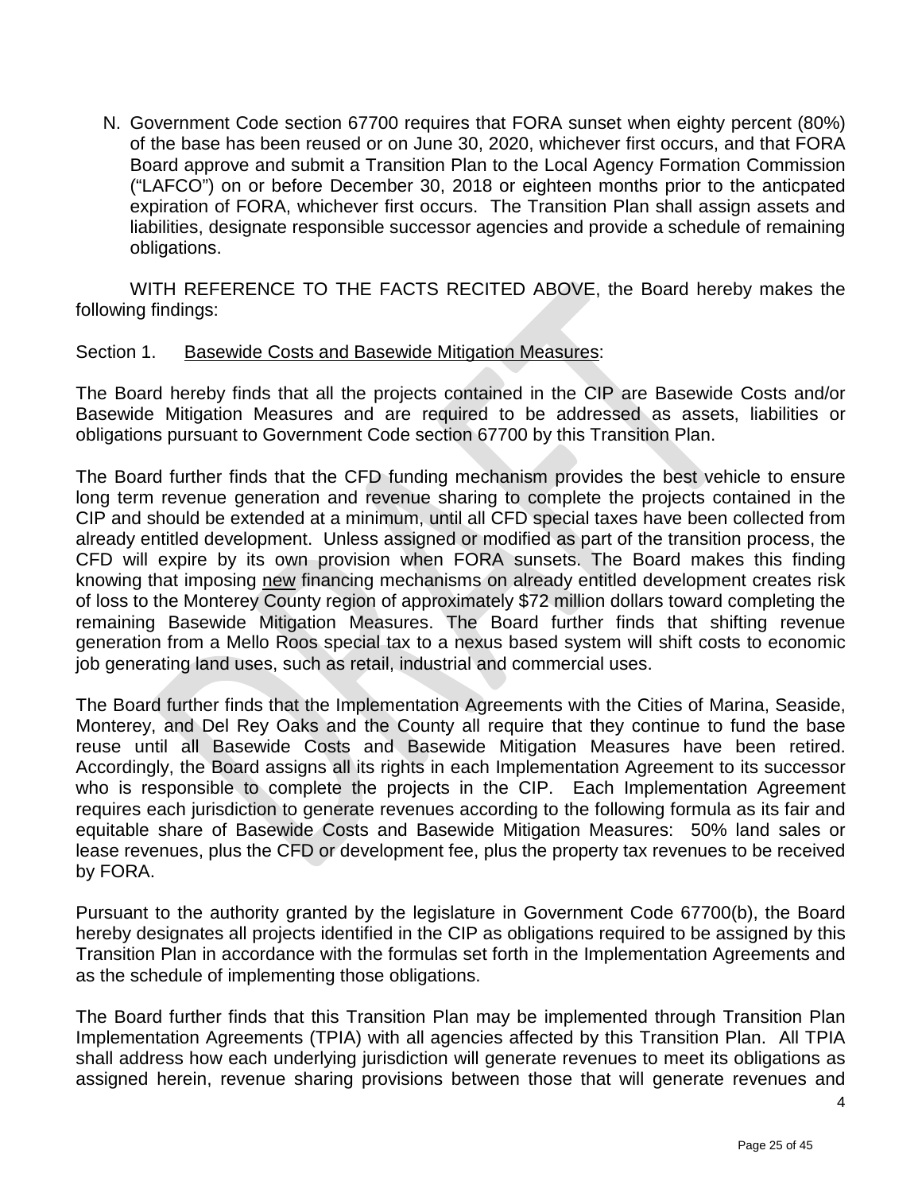N. Government Code section 67700 requires that FORA sunset when eighty percent (80%) of the base has been reused or on June 30, 2020, whichever first occurs, and that FORA Board approve and submit a Transition Plan to the Local Agency Formation Commission ("LAFCO") on or before December 30, 2018 or eighteen months prior to the anticpated expiration of FORA, whichever first occurs. The Transition Plan shall assign assets and liabilities, designate responsible successor agencies and provide a schedule of remaining obligations.

WITH REFERENCE TO THE FACTS RECITED ABOVE, the Board hereby makes the following findings:

Section 1. Basewide Costs and Basewide Mitigation Measures:

The Board hereby finds that all the projects contained in the CIP are Basewide Costs and/or Basewide Mitigation Measures and are required to be addressed as assets, liabilities or obligations pursuant to Government Code section 67700 by this Transition Plan.

The Board further finds that the CFD funding mechanism provides the best vehicle to ensure long term revenue generation and revenue sharing to complete the projects contained in the CIP and should be extended at a minimum, until all CFD special taxes have been collected from already entitled development. Unless assigned or modified as part of the transition process, the CFD will expire by its own provision when FORA sunsets. The Board makes this finding knowing that imposing new financing mechanisms on already entitled development creates risk of loss to the Monterey County region of approximately $72 million dollars toward completing the remaining Basewide Mitigation Measures. The Board further finds that shifting revenue generation from a Mello Roos special tax to a nexus based system will shift costs to economic job generating land uses, such as retail, industrial and commercial uses.

The Board further finds that the Implementation Agreements with the Cities of Marina, Seaside, Monterey, and Del Rey Oaks and the County all require that they continue to fund the base reuse until all Basewide Costs and Basewide Mitigation Measures have been retired. Accordingly, the Board assigns all its rights in each Implementation Agreement to its successor who is responsible to complete the projects in the CIP. Each Implementation Agreement requires each jurisdiction to generate revenues according to the following formula as its fair and equitable share of Basewide Costs and Basewide Mitigation Measures: 50% land sales or lease revenues, plus the CFD or development fee, plus the property tax revenues to be received by FORA.

Pursuant to the authority granted by the legislature in Government Code 67700(b), the Board hereby designates all projects identified in the CIP as obligations required to be assigned by this Transition Plan in accordance with the formulas set forth in the Implementation Agreements and as the schedule of implementing those obligations.

The Board further finds that this Transition Plan may be implemented through Transition Plan Implementation Agreements (TPIA) with all agencies affected by this Transition Plan. All TPIA shall address how each underlying jurisdiction will generate revenues to meet its obligations as assigned herein, revenue sharing provisions between those that will generate revenues and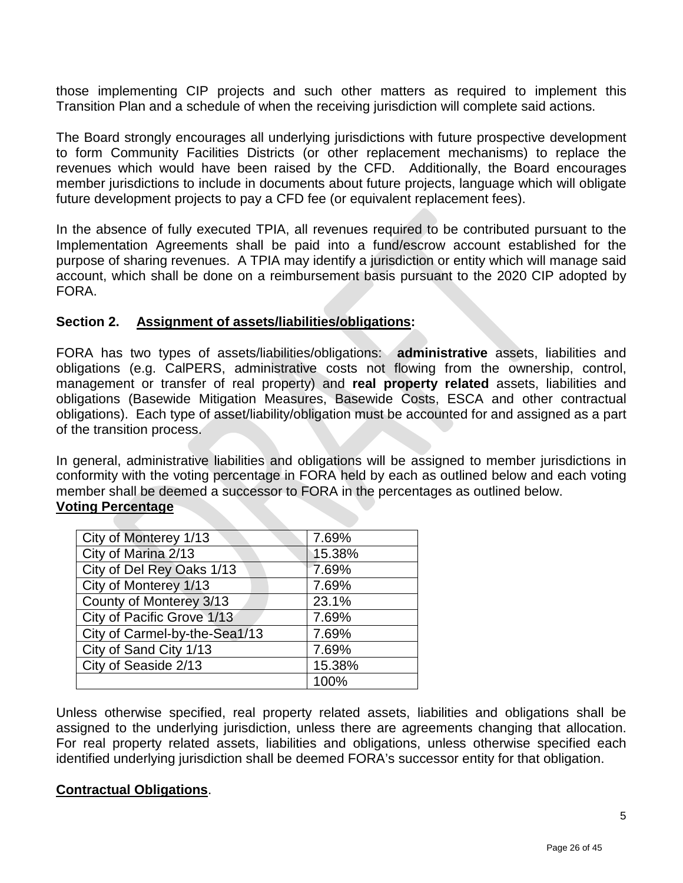those implementing CIP projects and such other matters as required to implement this Transition Plan and a schedule of when the receiving jurisdiction will complete said actions.

The Board strongly encourages all underlying jurisdictions with future prospective development to form Community Facilities Districts (or other replacement mechanisms) to replace the revenues which would have been raised by the CFD. Additionally, the Board encourages member jurisdictions to include in documents about future projects, language which will obligate future development projects to pay a CFD fee (or equivalent replacement fees).

In the absence of fully executed TPIA, all revenues required to be contributed pursuant to the Implementation Agreements shall be paid into a fund/escrow account established for the purpose of sharing revenues. A TPIA may identify a jurisdiction or entity which will manage said account, which shall be done on a reimbursement basis pursuant to the 2020 CIP adopted by FORA.

## Section 2. Assignment of assets/liabilities/obligations:

FORA has two types of assets/liabilities/obligations: **administrative** assets, liabilities and obligations (e.g. CalPERS, administrative costs not flowing from the ownership, control, management or transfer of real property) and **real property related** assets, liabilities and obligations (Basewide Mitigation Measures, Basewide Costs, ESCA and other contractual obligations). Each type of asset/liability/obligation must be accounted for and assigned as a part of the transition process.

In general, administrative liabilities and obligations will be assigned to member jurisdictions in conformity with the voting percentage in FORA held by each as outlined below and each voting member shall be deemed a successor to FORA in the percentages as outlined below.

**Voting Percentage**

| City of Monterey 1/13 | 7.69% |
|---|---|
| City of Marina 2/13 | 15.38% |
| City of Del Rey Oaks 1/13 | 7.69% |
| City of Monterey 1/13 | 7.69% |
| County of Monterey 3/13 | 23.1% |
| City of Pacific Grove 1/13 | 7.69% |
| City of Carmel-by-the-Sea1/13 | 7.69% |
| City of Sand City 1/13 | 7.69% |
| City of Seaside 2/13 | 15.38% |
| | 100% |

Unless otherwise specified, real property related assets, liabilities and obligations shall be assigned to the underlying jurisdiction, unless there are agreements changing that allocation. For real property related assets, liabilities and obligations, unless otherwise specified each identified underlying jurisdiction shall be deemed FORA's successor entity for that obligation.

**Contractual Obligations**.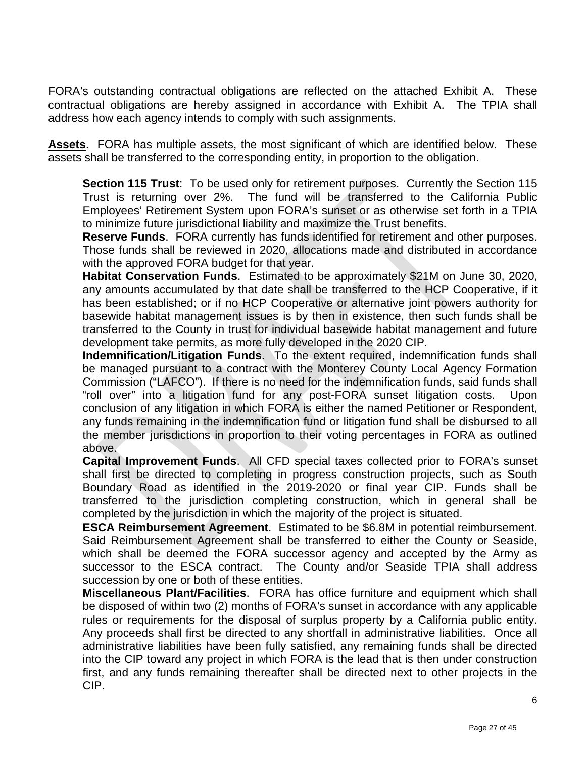FORA's outstanding contractual obligations are reflected on the attached Exhibit A. These contractual obligations are hereby assigned in accordance with Exhibit A. The TPIA shall address how each agency intends to comply with such assignments.

**Assets**. FORA has multiple assets, the most significant of which are identified below. These assets shall be transferred to the corresponding entity, in proportion to the obligation.

**Section 115 Trust**: To be used only for retirement purposes. Currently the Section 115 Trust is returning over 2%. The fund will be transferred to the California Public Employees' Retirement System upon FORA's sunset or as otherwise set forth in a TPIA to minimize future jurisdictional liability and maximize the Trust benefits.

**Reserve Funds**. FORA currently has funds identified for retirement and other purposes. Those funds shall be reviewed in 2020, allocations made and distributed in accordance with the approved FORA budget for that year.

**Habitat Conservation Funds**. Estimated to be approximately $21M on June 30, 2020, any amounts accumulated by that date shall be transferred to the HCP Cooperative, if it has been established; or if no HCP Cooperative or alternative joint powers authority for basewide habitat management issues is by then in existence, then such funds shall be transferred to the County in trust for individual basewide habitat management and future development take permits, as more fully developed in the 2020 CIP.

**Indemnification/Litigation Funds**. To the extent required, indemnification funds shall be managed pursuant to a contract with the Monterey County Local Agency Formation Commission ("LAFCO"). If there is no need for the indemnification funds, said funds shall "roll over" into a litigation fund for any post-FORA sunset litigation costs. Upon conclusion of any litigation in which FORA is either the named Petitioner or Respondent, any funds remaining in the indemnification fund or litigation fund shall be disbursed to all the member jurisdictions in proportion to their voting percentages in FORA as outlined above.

**Capital Improvement Funds**. All CFD special taxes collected prior to FORA's sunset shall first be directed to completing in progress construction projects, such as South Boundary Road as identified in the 2019-2020 or final year CIP. Funds shall be transferred to the jurisdiction completing construction, which in general shall be completed by the jurisdiction in which the majority of the project is situated.

**ESCA Reimbursement Agreement**. Estimated to be $6.8M in potential reimbursement. Said Reimbursement Agreement shall be transferred to either the County or Seaside, which shall be deemed the FORA successor agency and accepted by the Army as successor to the ESCA contract. The County and/or Seaside TPIA shall address succession by one or both of these entities.

**Miscellaneous Plant/Facilities**. FORA has office furniture and equipment which shall be disposed of within two (2) months of FORA's sunset in accordance with any applicable rules or requirements for the disposal of surplus property by a California public entity. Any proceeds shall first be directed to any shortfall in administrative liabilities. Once all administrative liabilities have been fully satisfied, any remaining funds shall be directed into the CIP toward any project in which FORA is the lead that is then under construction first, and any funds remaining thereafter shall be directed next to other projects in the CIP.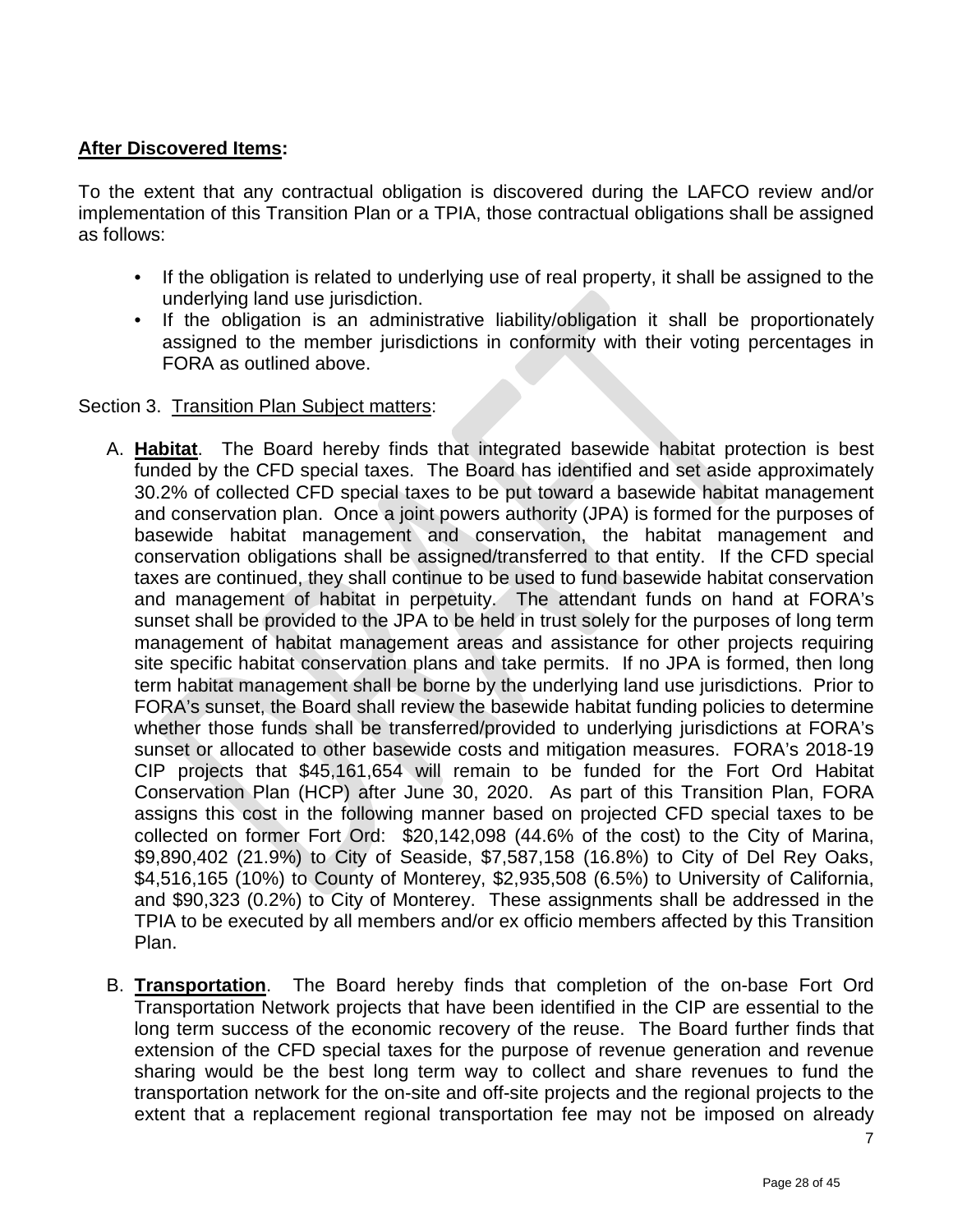**After Discovered Items:**

To the extent that any contractual obligation is discovered during the LAFCO review and/or implementation of this Transition Plan or a TPIA, those contractual obligations shall be assigned as follows:

- If the obligation is related to underlying use of real property, it shall be assigned to the underlying land use jurisdiction.
- If the obligation is an administrative liability/obligation it shall be proportionately assigned to the member jurisdictions in conformity with their voting percentages in FORA as outlined above.

Section 3. Transition Plan Subject matters:

A. **Habitat**. The Board hereby finds that integrated basewide habitat protection is best funded by the CFD special taxes. The Board has identified and set aside approximately 30.2% of collected CFD special taxes to be put toward a basewide habitat management and conservation plan. Once a joint powers authority (JPA) is formed for the purposes of basewide habitat management and conservation, the habitat management and conservation obligations shall be assigned/transferred to that entity. If the CFD special taxes are continued, they shall continue to be used to fund basewide habitat conservation and management of habitat in perpetuity. The attendant funds on hand at FORA's sunset shall be provided to the JPA to be held in trust solely for the purposes of long term management of habitat management areas and assistance for other projects requiring site specific habitat conservation plans and take permits. If no JPA is formed, then long term habitat management shall be borne by the underlying land use jurisdictions. Prior to FORA's sunset, the Board shall review the basewide habitat funding policies to determine whether those funds shall be transferred/provided to underlying jurisdictions at FORA's sunset or allocated to other basewide costs and mitigation measures. FORA's 2018-19 CIP projects that $45,161,654 will remain to be funded for the Fort Ord Habitat Conservation Plan (HCP) after June 30, 2020. As part of this Transition Plan, FORA assigns this cost in the following manner based on projected CFD special taxes to be collected on former Fort Ord: $20,142,098 (44.6% of the cost) to the City of Marina, $9,890,402 (21.9%) to City of Seaside, $7,587,158 (16.8%) to City of Del Rey Oaks, $4,516,165 (10%) to County of Monterey, $2,935,508 (6.5%) to University of California, and $90,323 (0.2%) to City of Monterey. These assignments shall be addressed in the TPIA to be executed by all members and/or ex officio members affected by this Transition Plan.

B. **Transportation**. The Board hereby finds that completion of the on-base Fort Ord Transportation Network projects that have been identified in the CIP are essential to the long term success of the economic recovery of the reuse. The Board further finds that extension of the CFD special taxes for the purpose of revenue generation and revenue sharing would be the best long term way to collect and share revenues to fund the transportation network for the on-site and off-site projects and the regional projects to the extent that a replacement regional transportation fee may not be imposed on already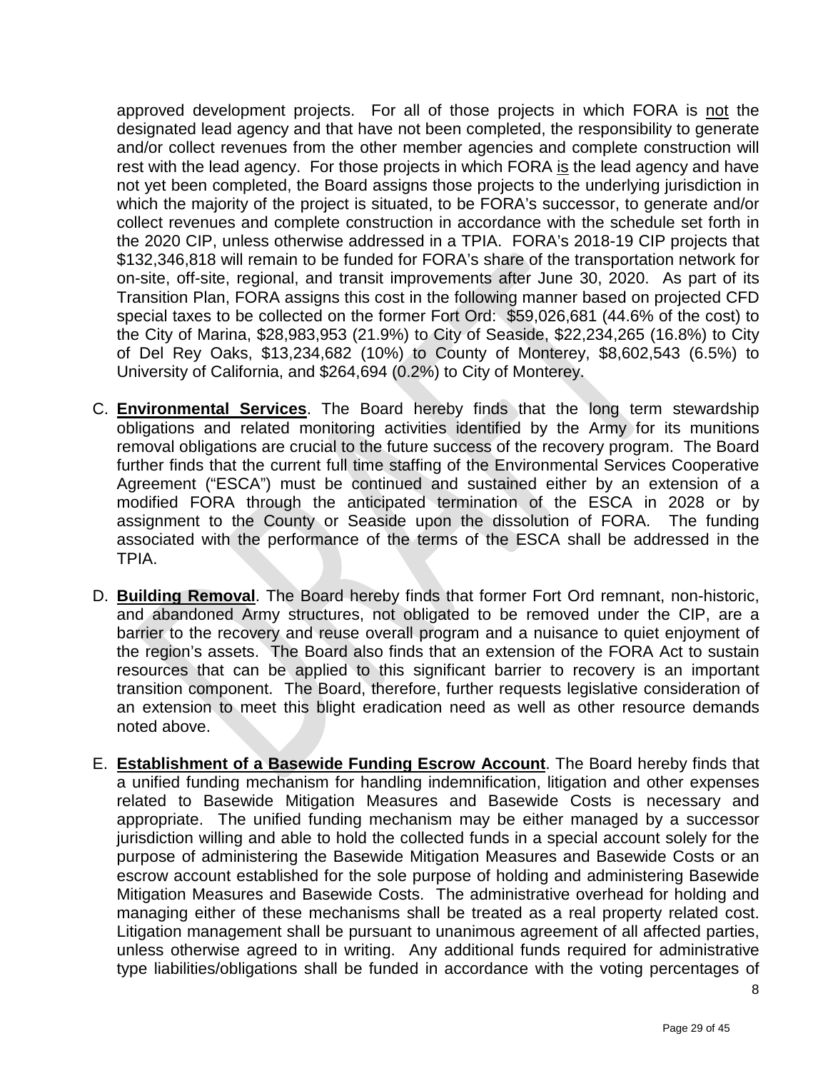approved development projects. For all of those projects in which FORA is <u>not</u> the designated lead agency and that have not been completed, the responsibility to generate and/or collect revenues from the other member agencies and complete construction will rest with the lead agency. For those projects in which FORA <u>is</u> the lead agency and have not yet been completed, the Board assigns those projects to the underlying jurisdiction in which the majority of the project is situated, to be FORA's successor, to generate and/or collect revenues and complete construction in accordance with the schedule set forth in the 2020 CIP, unless otherwise addressed in a TPIA. FORA's 2018-19 CIP projects that $132,346,818 will remain to be funded for FORA's share of the transportation network for on-site, off-site, regional, and transit improvements after June 30, 2020. As part of its Transition Plan, FORA assigns this cost in the following manner based on projected CFD special taxes to be collected on the former Fort Ord: $59,026,681 (44.6% of the cost) to the City of Marina, $28,983,953 (21.9%) to City of Seaside, $22,234,265 (16.8%) to City of Del Rey Oaks, $13,234,682 (10%) to County of Monterey, $8,602,543 (6.5%) to University of California, and $264,694 (0.2%) to City of Monterey.

C. **<u>Environmental Services</u>**. The Board hereby finds that the long term stewardship obligations and related monitoring activities identified by the Army for its munitions removal obligations are crucial to the future success of the recovery program. The Board further finds that the current full time staffing of the Environmental Services Cooperative Agreement ("ESCA") must be continued and sustained either by an extension of a modified FORA through the anticipated termination of the ESCA in 2028 or by assignment to the County or Seaside upon the dissolution of FORA. The funding associated with the performance of the terms of the ESCA shall be addressed in the TPIA.

D. **<u>Building Removal</u>**. The Board hereby finds that former Fort Ord remnant, non-historic, and abandoned Army structures, not obligated to be removed under the CIP, are a barrier to the recovery and reuse overall program and a nuisance to quiet enjoyment of the region's assets. The Board also finds that an extension of the FORA Act to sustain resources that can be applied to this significant barrier to recovery is an important transition component. The Board, therefore, further requests legislative consideration of an extension to meet this blight eradication need as well as other resource demands noted above.

E. **<u>Establishment of a Basewide Funding Escrow Account</u>**. The Board hereby finds that a unified funding mechanism for handling indemnification, litigation and other expenses related to Basewide Mitigation Measures and Basewide Costs is necessary and appropriate. The unified funding mechanism may be either managed by a successor jurisdiction willing and able to hold the collected funds in a special account solely for the purpose of administering the Basewide Mitigation Measures and Basewide Costs or an escrow account established for the sole purpose of holding and administering Basewide Mitigation Measures and Basewide Costs. The administrative overhead for holding and managing either of these mechanisms shall be treated as a real property related cost. Litigation management shall be pursuant to unanimous agreement of all affected parties, unless otherwise agreed to in writing. Any additional funds required for administrative type liabilities/obligations shall be funded in accordance with the voting percentages of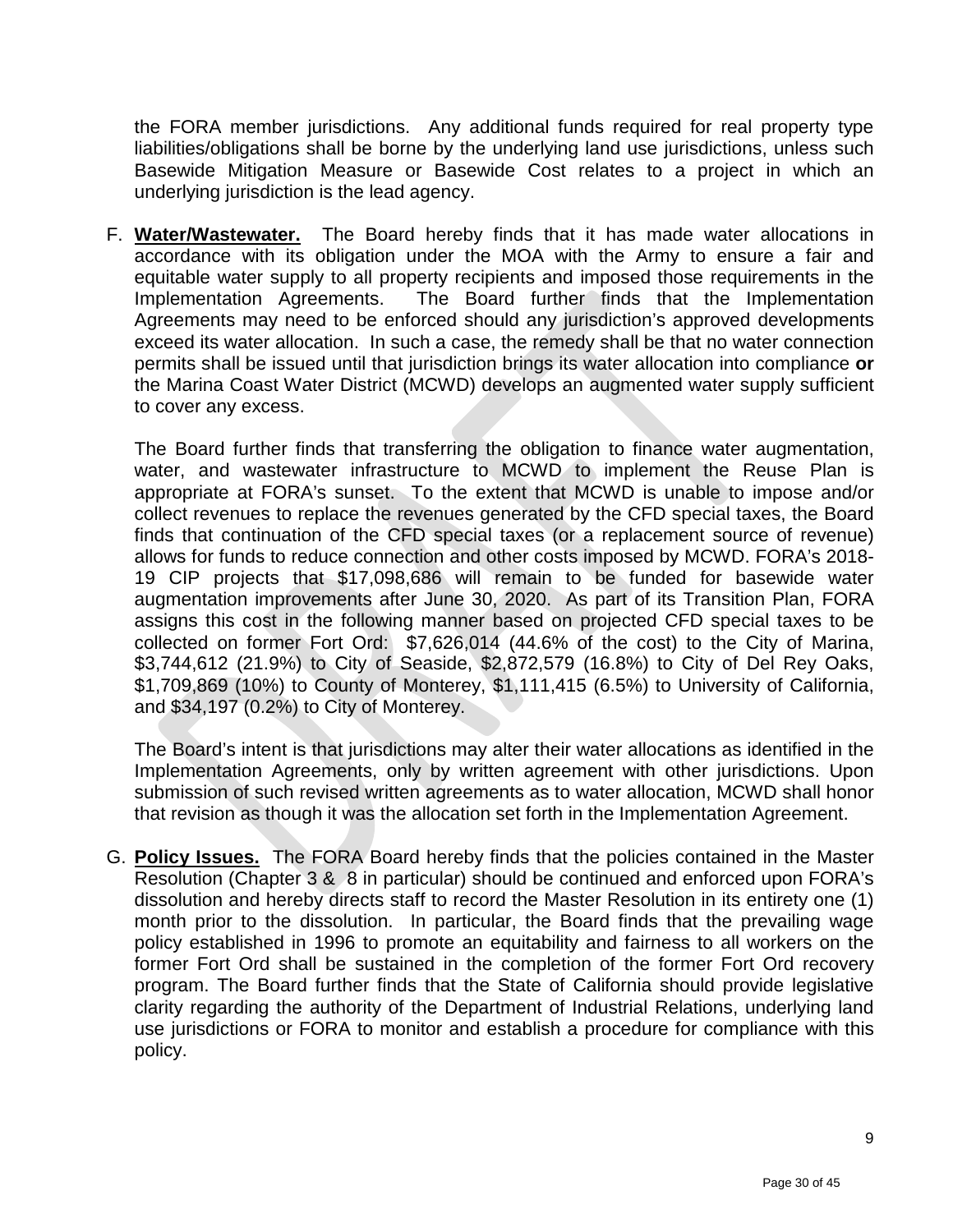the FORA member jurisdictions. Any additional funds required for real property type liabilities/obligations shall be borne by the underlying land use jurisdictions, unless such Basewide Mitigation Measure or Basewide Cost relates to a project in which an underlying jurisdiction is the lead agency.

F. **Water/Wastewater.** The Board hereby finds that it has made water allocations in accordance with its obligation under the MOA with the Army to ensure a fair and equitable water supply to all property recipients and imposed those requirements in the Implementation Agreements. The Board further finds that the Implementation Agreements may need to be enforced should any jurisdiction's approved developments exceed its water allocation. In such a case, the remedy shall be that no water connection permits shall be issued until that jurisdiction brings its water allocation into compliance **or** the Marina Coast Water District (MCWD) develops an augmented water supply sufficient to cover any excess.

   The Board further finds that transferring the obligation to finance water augmentation, water, and wastewater infrastructure to MCWD to implement the Reuse Plan is appropriate at FORA's sunset. To the extent that MCWD is unable to impose and/or collect revenues to replace the revenues generated by the CFD special taxes, the Board finds that continuation of the CFD special taxes (or a replacement source of revenue) allows for funds to reduce connection and other costs imposed by MCWD. FORA's 2018-19 CIP projects that $17,098,686 will remain to be funded for basewide water augmentation improvements after June 30, 2020. As part of its Transition Plan, FORA assigns this cost in the following manner based on projected CFD special taxes to be collected on former Fort Ord: $7,626,014 (44.6% of the cost) to the City of Marina, $3,744,612 (21.9%) to City of Seaside, $2,872,579 (16.8%) to City of Del Rey Oaks, $1,709,869 (10%) to County of Monterey, $1,111,415 (6.5%) to University of California, and $34,197 (0.2%) to City of Monterey.

   The Board's intent is that jurisdictions may alter their water allocations as identified in the Implementation Agreements, only by written agreement with other jurisdictions. Upon submission of such revised written agreements as to water allocation, MCWD shall honor that revision as though it was the allocation set forth in the Implementation Agreement.

G. **Policy Issues.** The FORA Board hereby finds that the policies contained in the Master Resolution (Chapter 3 & 8 in particular) should be continued and enforced upon FORA's dissolution and hereby directs staff to record the Master Resolution in its entirety one (1) month prior to the dissolution. In particular, the Board finds that the prevailing wage policy established in 1996 to promote an equitability and fairness to all workers on the former Fort Ord shall be sustained in the completion of the former Fort Ord recovery program. The Board further finds that the State of California should provide legislative clarity regarding the authority of the Department of Industrial Relations, underlying land use jurisdictions or FORA to monitor and establish a procedure for compliance with this policy.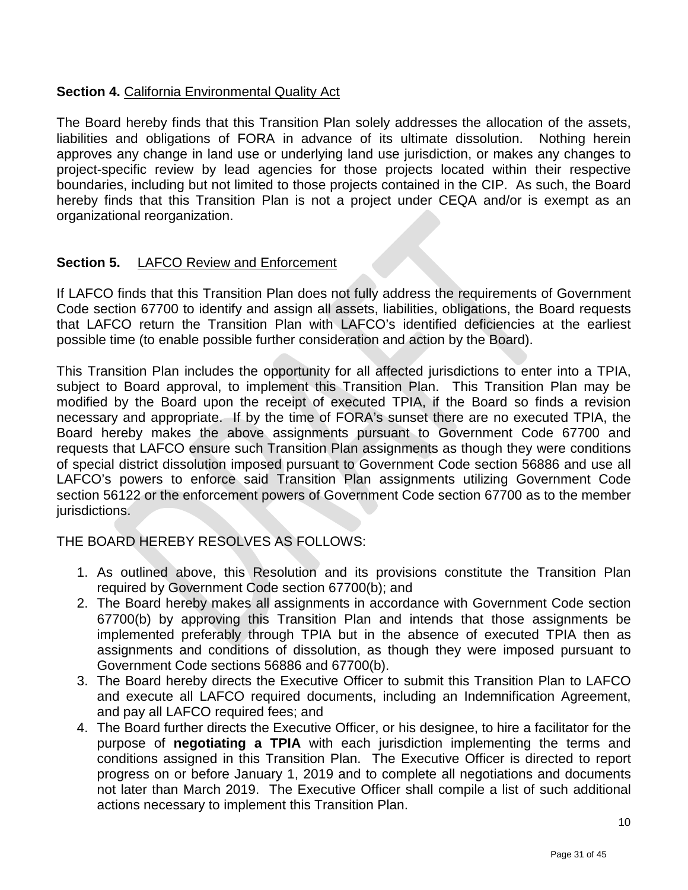**Section 4.** California Environmental Quality Act

The Board hereby finds that this Transition Plan solely addresses the allocation of the assets, liabilities and obligations of FORA in advance of its ultimate dissolution. Nothing herein approves any change in land use or underlying land use jurisdiction, or makes any changes to project-specific review by lead agencies for those projects located within their respective boundaries, including but not limited to those projects contained in the CIP. As such, the Board hereby finds that this Transition Plan is not a project under CEQA and/or is exempt as an organizational reorganization.

**Section 5.** LAFCO Review and Enforcement

If LAFCO finds that this Transition Plan does not fully address the requirements of Government Code section 67700 to identify and assign all assets, liabilities, obligations, the Board requests that LAFCO return the Transition Plan with LAFCO's identified deficiencies at the earliest possible time (to enable possible further consideration and action by the Board).

This Transition Plan includes the opportunity for all affected jurisdictions to enter into a TPIA, subject to Board approval, to implement this Transition Plan. This Transition Plan may be modified by the Board upon the receipt of executed TPIA, if the Board so finds a revision necessary and appropriate. If by the time of FORA's sunset there are no executed TPIA, the Board hereby makes the above assignments pursuant to Government Code 67700 and requests that LAFCO ensure such Transition Plan assignments as though they were conditions of special district dissolution imposed pursuant to Government Code section 56886 and use all LAFCO's powers to enforce said Transition Plan assignments utilizing Government Code section 56122 or the enforcement powers of Government Code section 67700 as to the member jurisdictions.

THE BOARD HEREBY RESOLVES AS FOLLOWS:

1. As outlined above, this Resolution and its provisions constitute the Transition Plan required by Government Code section 67700(b); and
2. The Board hereby makes all assignments in accordance with Government Code section 67700(b) by approving this Transition Plan and intends that those assignments be implemented preferably through TPIA but in the absence of executed TPIA then as assignments and conditions of dissolution, as though they were imposed pursuant to Government Code sections 56886 and 67700(b).
3. The Board hereby directs the Executive Officer to submit this Transition Plan to LAFCO and execute all LAFCO required documents, including an Indemnification Agreement, and pay all LAFCO required fees; and
4. The Board further directs the Executive Officer, or his designee, to hire a facilitator for the purpose of **negotiating a TPIA** with each jurisdiction implementing the terms and conditions assigned in this Transition Plan. The Executive Officer is directed to report progress on or before January 1, 2019 and to complete all negotiations and documents not later than March 2019. The Executive Officer shall compile a list of such additional actions necessary to implement this Transition Plan.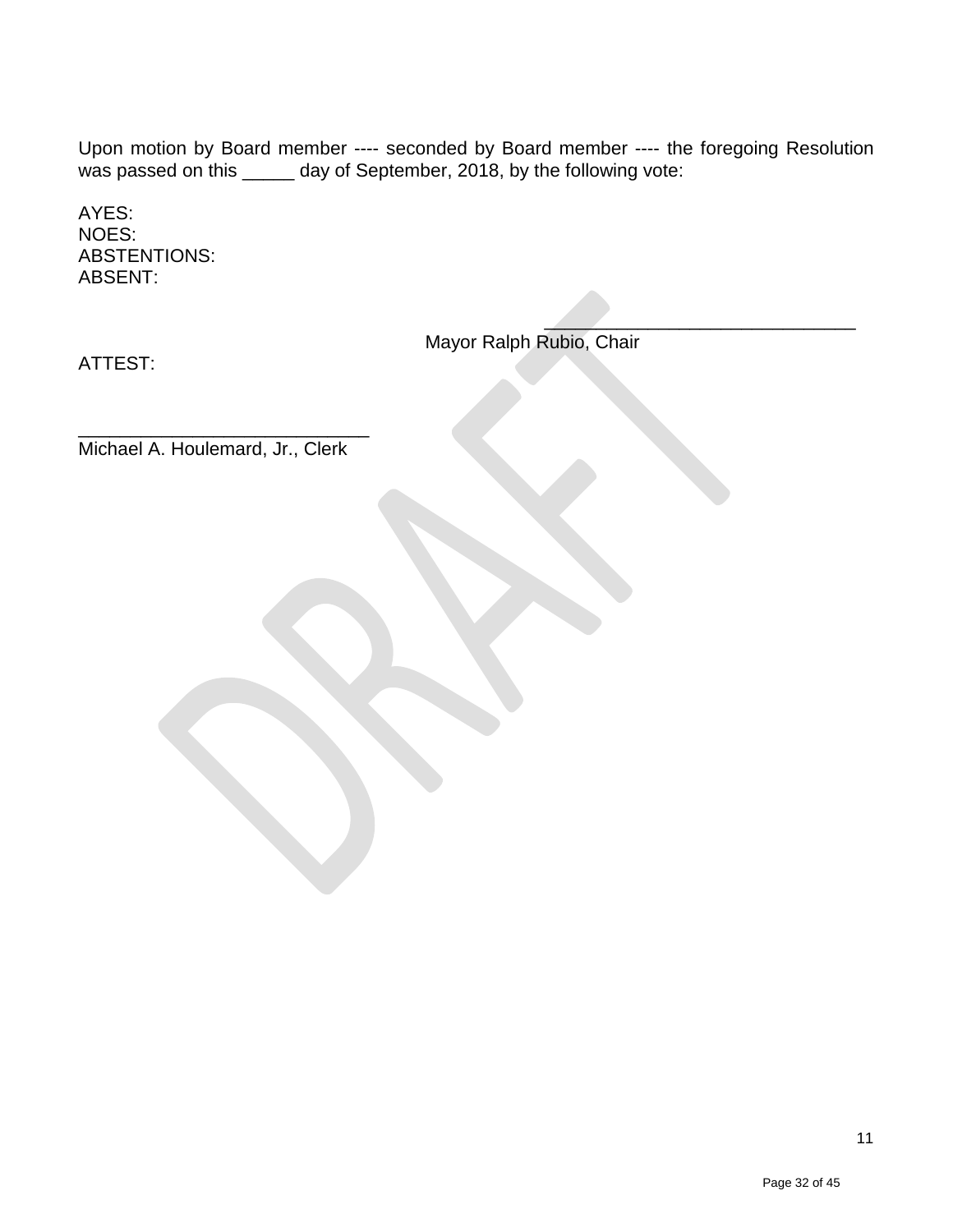Upon motion by Board member ---- seconded by Board member ---- the foregoing Resolution was passed on this _____ day of September, 2018, by the following vote:

AYES:
NOES:
ABSTENTIONS:
ABSENT:

_______________________________
Mayor Ralph Rubio, Chair

ATTEST:

_____________________________
Michael A. Houlemard, Jr., Clerk